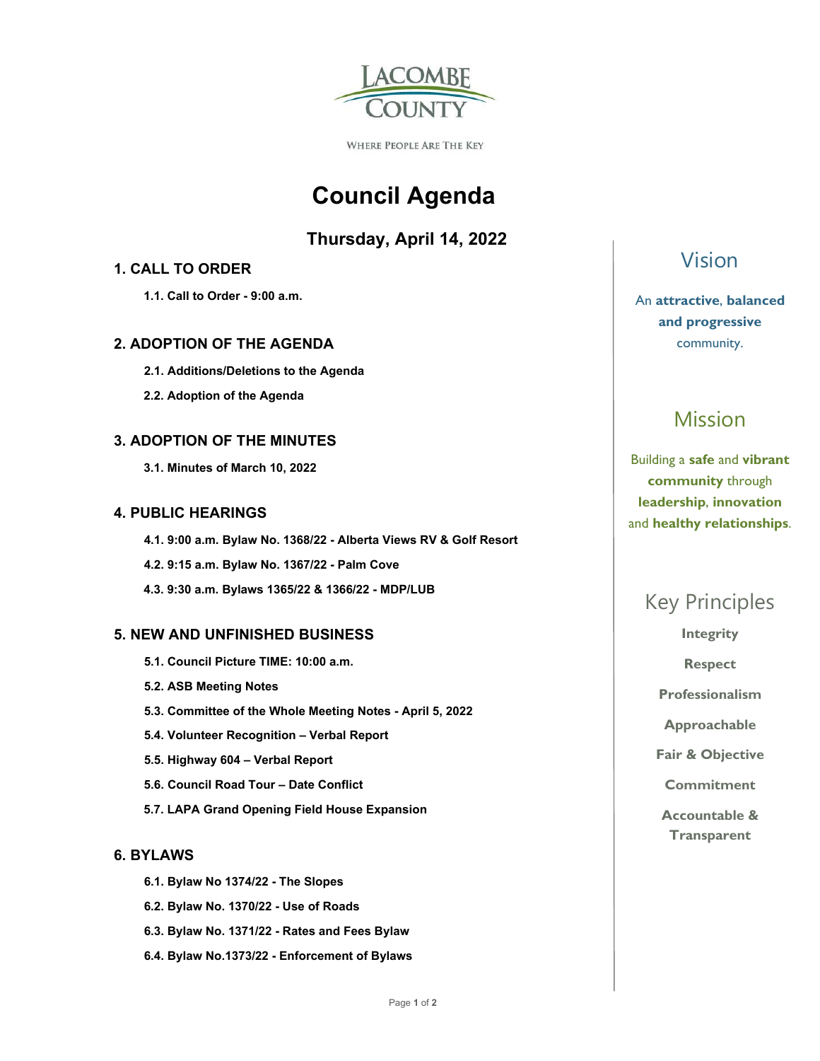LACOMBE COUNTY

WHERE PEOPLE ARE THE KEY

# Council Agenda

## Thursday, April 14, 2022

### 1. CALL TO ORDER

**1.1. Call to Order - 9:00 a.m.**

### 2. ADOPTION OF THE AGENDA

**2.1. Additions/Deletions to the Agenda**

**2.2. Adoption of the Agenda**

### 3. ADOPTION OF THE MINUTES

**3.1. Minutes of March 10, 2022**

### 4. PUBLIC HEARINGS

**4.1. 9:00 a.m. Bylaw No. 1368/22 - Alberta Views RV & Golf Resort**

**4.2. 9:15 a.m. Bylaw No. 1367/22 - Palm Cove**

**4.3. 9:30 a.m. Bylaws 1365/22 & 1366/22 - MDP/LUB**

### 5. NEW AND UNFINISHED BUSINESS

**5.1. Council Picture TIME: 10:00 a.m.**

**5.2. ASB Meeting Notes**

**5.3. Committee of the Whole Meeting Notes - April 5, 2022**

**5.4. Volunteer Recognition – Verbal Report**

**5.5. Highway 604 – Verbal Report**

**5.6. Council Road Tour – Date Conflict**

**5.7. LAPA Grand Opening Field House Expansion**

### 6. BYLAWS

**6.1. Bylaw No 1374/22 - The Slopes**

**6.2. Bylaw No. 1370/22 - Use of Roads**

**6.3. Bylaw No. 1371/22 - Rates and Fees Bylaw**

**6.4. Bylaw No.1373/22 - Enforcement of Bylaws**

## Vision

An **attractive**, **balanced and progressive** community.

## Mission

Building a **safe** and **vibrant community** through **leadership**, **innovation** and **healthy relationships**.

## Key Principles

**Integrity**

**Respect**

**Professionalism**

**Approachable**

**Fair & Objective**

**Commitment**

**Accountable & Transparent**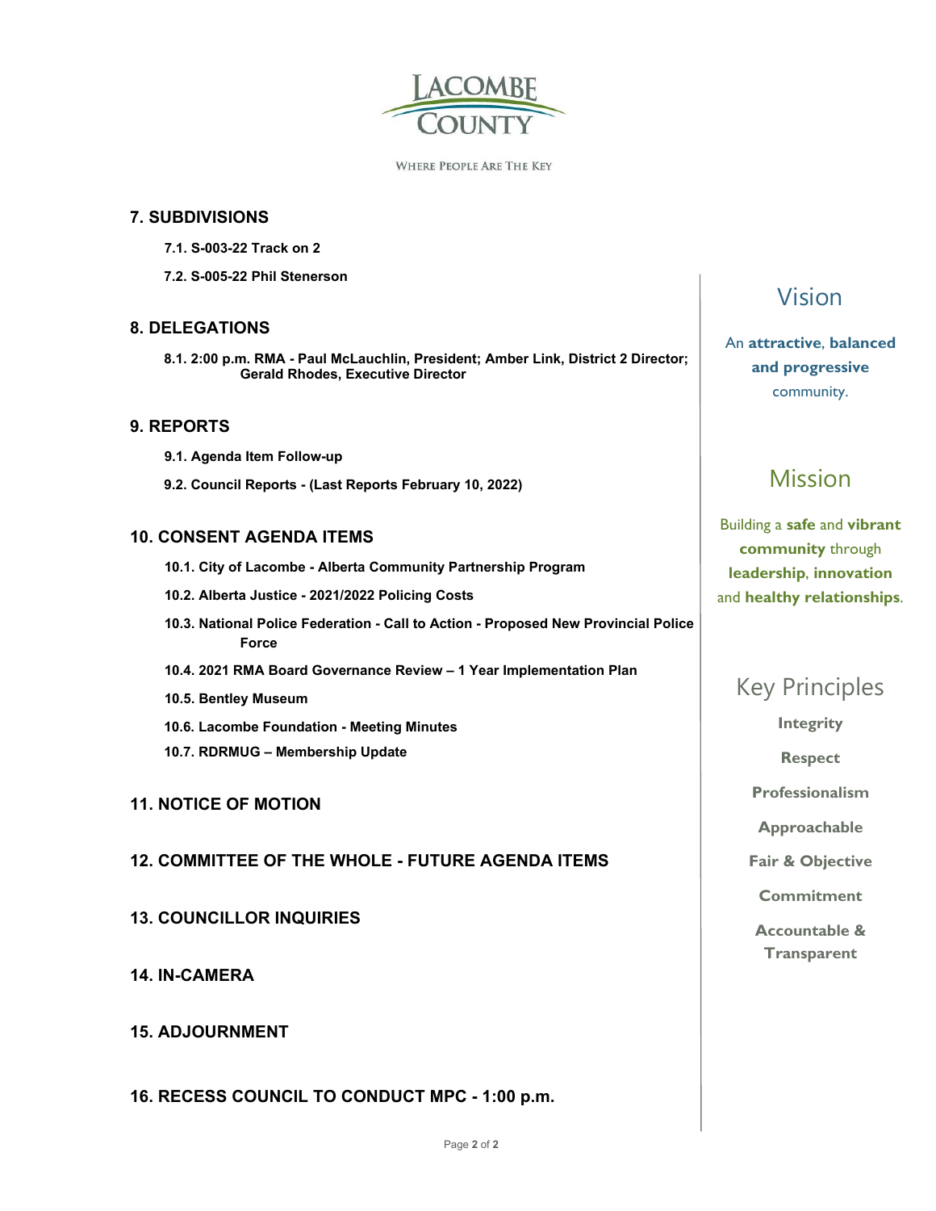LACOMBE COUNTY

WHERE PEOPLE ARE THE KEY

## 7. SUBDIVISIONS

**7.1. S-003-22 Track on 2**

**7.2. S-005-22 Phil Stenerson**

## 8. DELEGATIONS

**8.1. 2:00 p.m. RMA - Paul McLauchlin, President; Amber Link, District 2 Director; Gerald Rhodes, Executive Director**

## 9. REPORTS

**9.1. Agenda Item Follow-up**

**9.2. Council Reports - (Last Reports February 10, 2022)**

## 10. CONSENT AGENDA ITEMS

**10.1. City of Lacombe - Alberta Community Partnership Program**

**10.2. Alberta Justice - 2021/2022 Policing Costs**

**10.3. National Police Federation - Call to Action - Proposed New Provincial Police Force**

**10.4. 2021 RMA Board Governance Review – 1 Year Implementation Plan**

**10.5. Bentley Museum**

**10.6. Lacombe Foundation - Meeting Minutes**

**10.7. RDRMUG – Membership Update**

## 11. NOTICE OF MOTION

## 12. COMMITTEE OF THE WHOLE - FUTURE AGENDA ITEMS

## 13. COUNCILLOR INQUIRIES

## 14. IN-CAMERA

## 15. ADJOURNMENT

## 16. RECESS COUNCIL TO CONDUCT MPC - 1:00 p.m.

## Vision

An **attractive**, **balanced and progressive** community.

## Mission

Building a **safe** and **vibrant community** through **leadership**, **innovation** and **healthy relationships**.

## Key Principles

**Integrity**

**Respect**

**Professionalism**

**Approachable**

**Fair & Objective**

**Commitment**

**Accountable & Transparent**